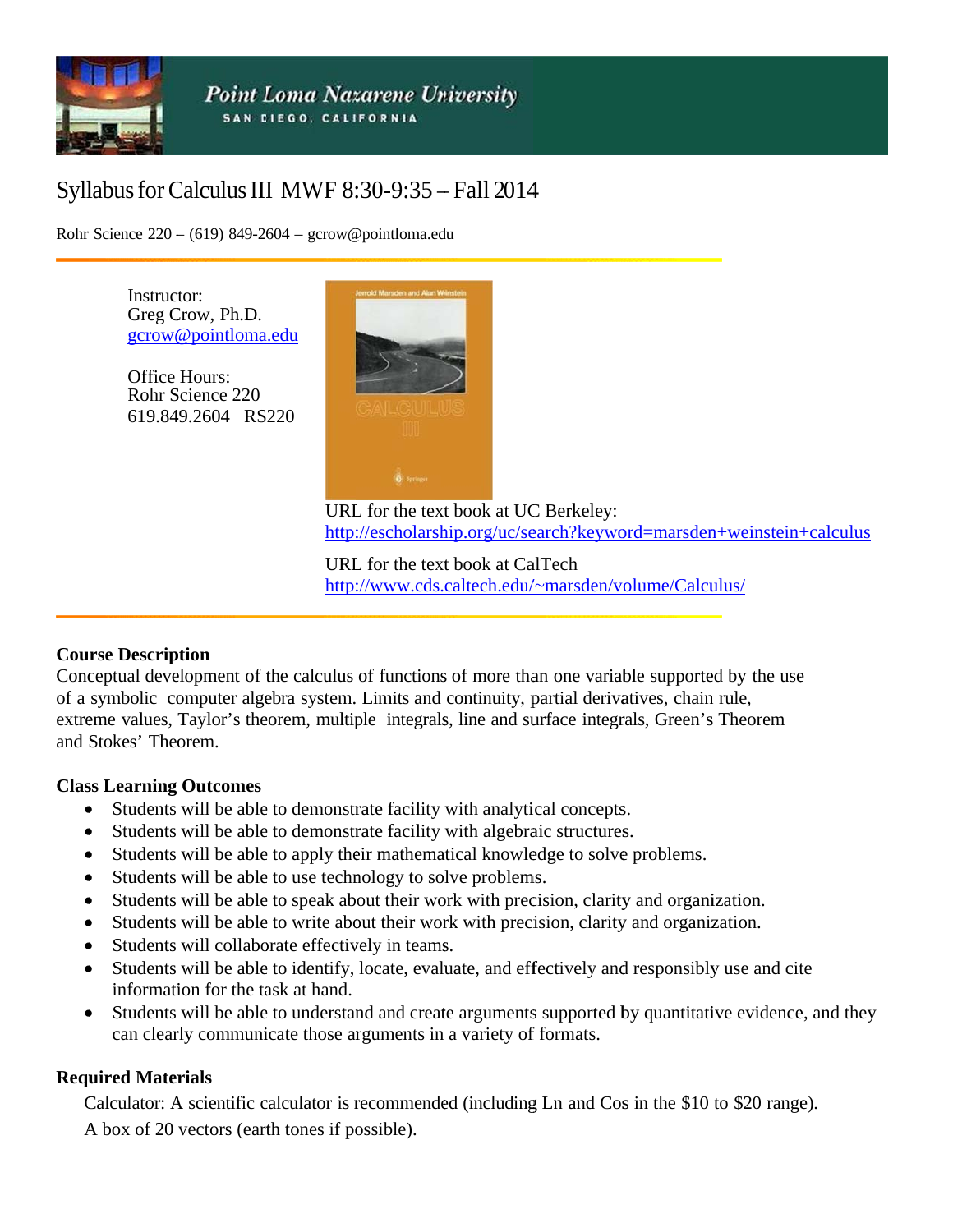Point Loma Nazarene University
SAN DIEGO, CALIFORNIA

# Syllabus for Calculus III MWF 8:30-9:35 – Fall 2014

Rohr Science 220 – (619) 849-2604 – gcrow@pointloma.edu

Instructor:
Greg Crow, Ph.D.
gcrow@pointloma.edu

Office Hours:
Rohr Science 220
619.849.2604 RS220

URL for the text book at UC Berkeley:
http://escholarship.org/uc/search?keyword=marsden+weinstein+calculus

URL for the text book at CalTech
http://www.cds.caltech.edu/~marsden/volume/Calculus/

**Course Description**

Conceptual development of the calculus of functions of more than one variable supported by the use of a symbolic computer algebra system. Limits and continuity, partial derivatives, chain rule, extreme values, Taylor's theorem, multiple integrals, line and surface integrals, Green's Theorem and Stokes' Theorem.

**Class Learning Outcomes**

- Students will be able to demonstrate facility with analytical concepts.
- Students will be able to demonstrate facility with algebraic structures.
- Students will be able to apply their mathematical knowledge to solve problems.
- Students will be able to use technology to solve problems.
- Students will be able to speak about their work with precision, clarity and organization.
- Students will be able to write about their work with precision, clarity and organization.
- Students will collaborate effectively in teams.
- Students will be able to identify, locate, evaluate, and effectively and responsibly use and cite information for the task at hand.
- Students will be able to understand and create arguments supported by quantitative evidence, and they can clearly communicate those arguments in a variety of formats.

**Required Materials**

Calculator: A scientific calculator is recommended (including Ln and Cos in the $10 to $20 range).

A box of 20 vectors (earth tones if possible).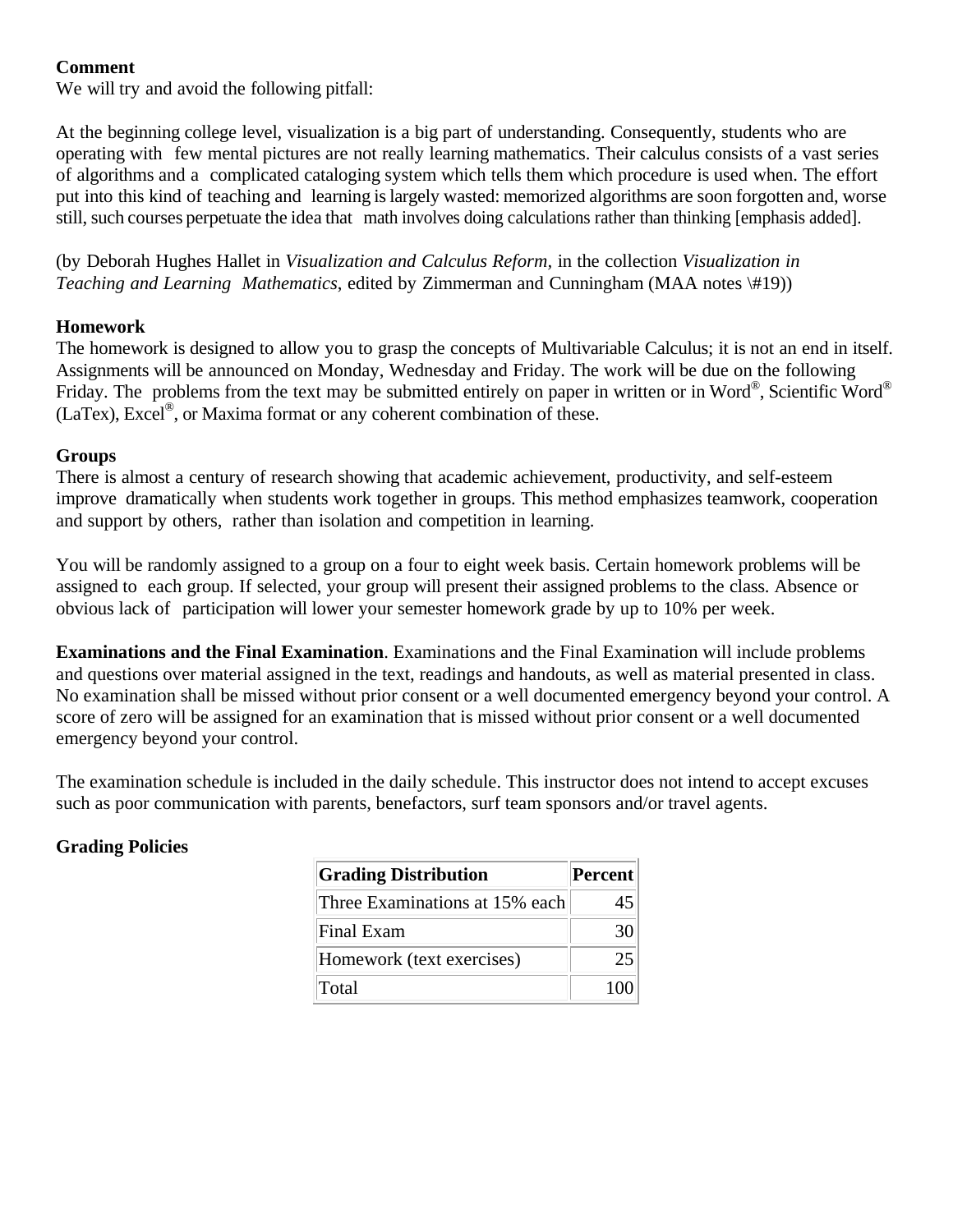**Comment**

We will try and avoid the following pitfall:

At the beginning college level, visualization is a big part of understanding. Consequently, students who are operating with few mental pictures are not really learning mathematics. Their calculus consists of a vast series of algorithms and a complicated cataloging system which tells them which procedure is used when. The effort put into this kind of teaching and learning is largely wasted: memorized algorithms are soon forgotten and, worse still, such courses perpetuate the idea that math involves doing calculations rather than thinking [emphasis added].

(by Deborah Hughes Hallet in *Visualization and Calculus Reform*, in the collection *Visualization in Teaching and Learning Mathematics*, edited by Zimmerman and Cunningham (MAA notes \#19))

**Homework**

The homework is designed to allow you to grasp the concepts of Multivariable Calculus; it is not an end in itself. Assignments will be announced on Monday, Wednesday and Friday. The work will be due on the following Friday. The problems from the text may be submitted entirely on paper in written or in Word®, Scientific Word® (LaTex), Excel®, or Maxima format or any coherent combination of these.

**Groups**

There is almost a century of research showing that academic achievement, productivity, and self-esteem improve dramatically when students work together in groups. This method emphasizes teamwork, cooperation and support by others, rather than isolation and competition in learning.

You will be randomly assigned to a group on a four to eight week basis. Certain homework problems will be assigned to each group. If selected, your group will present their assigned problems to the class. Absence or obvious lack of participation will lower your semester homework grade by up to 10% per week.

**Examinations and the Final Examination**. Examinations and the Final Examination will include problems and questions over material assigned in the text, readings and handouts, as well as material presented in class. No examination shall be missed without prior consent or a well documented emergency beyond your control. A score of zero will be assigned for an examination that is missed without prior consent or a well documented emergency beyond your control.

The examination schedule is included in the daily schedule. This instructor does not intend to accept excuses such as poor communication with parents, benefactors, surf team sponsors and/or travel agents.

**Grading Policies**

| Grading Distribution | Percent |
|---|---|
| Three Examinations at 15% each | 45 |
| Final Exam | 30 |
| Homework (text exercises) | 25 |
| Total | 100 |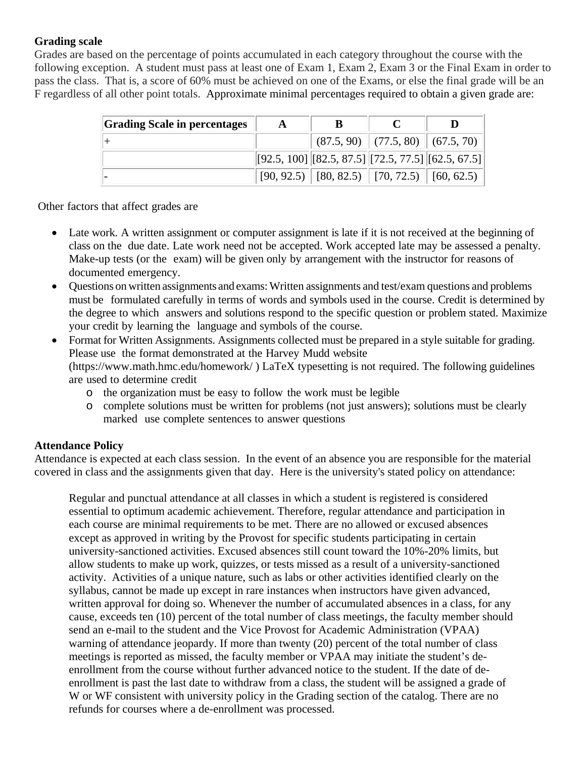**Grading scale**

Grades are based on the percentage of points accumulated in each category throughout the course with the following exception. A student must pass at least one of Exam 1, Exam 2, Exam 3 or the Final Exam in order to pass the class. That is, a score of 60% must be achieved on one of the Exams, or else the final grade will be an F regardless of all other point totals. Approximate minimal percentages required to obtain a given grade are:

| Grading Scale in percentages | A | B | C | D |
|---|---|---|---|---|
| + | | (87.5, 90) | (77.5, 80) | (67.5, 70) |
| | [92.5, 100] | [82.5, 87.5] | [72.5, 77.5] | [62.5, 67.5] |
| - | [90, 92.5) | [80, 82.5) | [70, 72.5) | [60, 62.5) |

Other factors that affect grades are

- Late work. A written assignment or computer assignment is late if it is not received at the beginning of class on the due date. Late work need not be accepted. Work accepted late may be assessed a penalty. Make-up tests (or the exam) will be given only by arrangement with the instructor for reasons of documented emergency.
- Questions on written assignments and exams: Written assignments and test/exam questions and problems must be formulated carefully in terms of words and symbols used in the course. Credit is determined by the degree to which answers and solutions respond to the specific question or problem stated. Maximize your credit by learning the language and symbols of the course.
- Format for Written Assignments. Assignments collected must be prepared in a style suitable for grading. Please use the format demonstrated at the Harvey Mudd website (https://www.math.hmc.edu/homework/ ) LaTeX typesetting is not required. The following guidelines are used to determine credit
  - the organization must be easy to follow the work must be legible
  - complete solutions must be written for problems (not just answers); solutions must be clearly marked use complete sentences to answer questions

**Attendance Policy**

Attendance is expected at each class session. In the event of an absence you are responsible for the material covered in class and the assignments given that day. Here is the university's stated policy on attendance:

> Regular and punctual attendance at all classes in which a student is registered is considered essential to optimum academic achievement. Therefore, regular attendance and participation in each course are minimal requirements to be met. There are no allowed or excused absences except as approved in writing by the Provost for specific students participating in certain university-sanctioned activities. Excused absences still count toward the 10%-20% limits, but allow students to make up work, quizzes, or tests missed as a result of a university-sanctioned activity. Activities of a unique nature, such as labs or other activities identified clearly on the syllabus, cannot be made up except in rare instances when instructors have given advanced, written approval for doing so. Whenever the number of accumulated absences in a class, for any cause, exceeds ten (10) percent of the total number of class meetings, the faculty member should send an e-mail to the student and the Vice Provost for Academic Administration (VPAA) warning of attendance jeopardy. If more than twenty (20) percent of the total number of class meetings is reported as missed, the faculty member or VPAA may initiate the student's de-enrollment from the course without further advanced notice to the student. If the date of de-enrollment is past the last date to withdraw from a class, the student will be assigned a grade of W or WF consistent with university policy in the Grading section of the catalog. There are no refunds for courses where a de-enrollment was processed.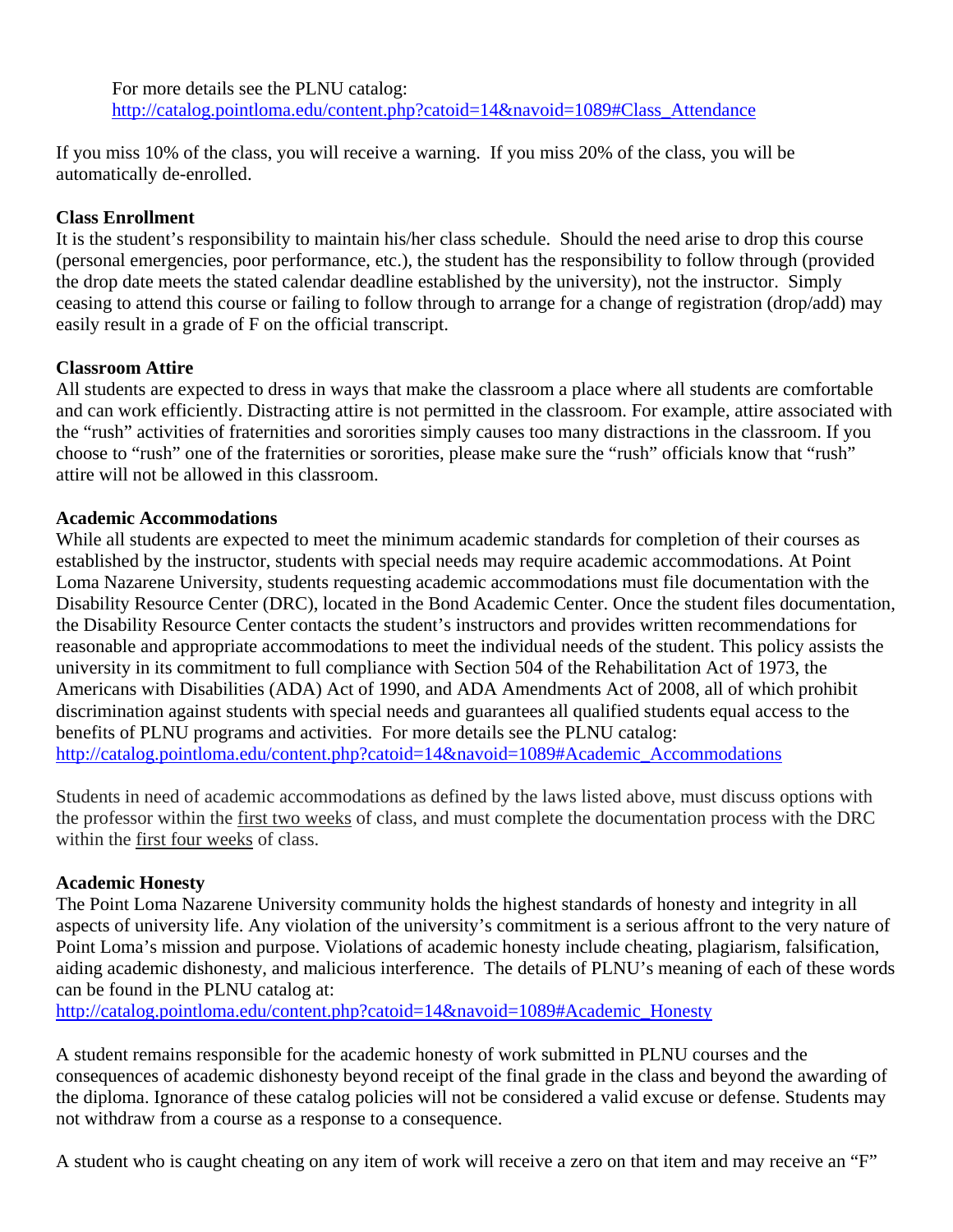For more details see the PLNU catalog:
http://catalog.pointloma.edu/content.php?catoid=14&navoid=1089#Class_Attendance

If you miss 10% of the class, you will receive a warning. If you miss 20% of the class, you will be automatically de-enrolled.

**Class Enrollment**
It is the student's responsibility to maintain his/her class schedule. Should the need arise to drop this course (personal emergencies, poor performance, etc.), the student has the responsibility to follow through (provided the drop date meets the stated calendar deadline established by the university), not the instructor. Simply ceasing to attend this course or failing to follow through to arrange for a change of registration (drop/add) may easily result in a grade of F on the official transcript.

**Classroom Attire**
All students are expected to dress in ways that make the classroom a place where all students are comfortable and can work efficiently. Distracting attire is not permitted in the classroom. For example, attire associated with the "rush" activities of fraternities and sororities simply causes too many distractions in the classroom. If you choose to "rush" one of the fraternities or sororities, please make sure the "rush" officials know that "rush" attire will not be allowed in this classroom.

**Academic Accommodations**
While all students are expected to meet the minimum academic standards for completion of their courses as established by the instructor, students with special needs may require academic accommodations. At Point Loma Nazarene University, students requesting academic accommodations must file documentation with the Disability Resource Center (DRC), located in the Bond Academic Center. Once the student files documentation, the Disability Resource Center contacts the student's instructors and provides written recommendations for reasonable and appropriate accommodations to meet the individual needs of the student. This policy assists the university in its commitment to full compliance with Section 504 of the Rehabilitation Act of 1973, the Americans with Disabilities (ADA) Act of 1990, and ADA Amendments Act of 2008, all of which prohibit discrimination against students with special needs and guarantees all qualified students equal access to the benefits of PLNU programs and activities. For more details see the PLNU catalog:
http://catalog.pointloma.edu/content.php?catoid=14&navoid=1089#Academic_Accommodations

Students in need of academic accommodations as defined by the laws listed above, must discuss options with the professor within the first two weeks of class, and must complete the documentation process with the DRC within the first four weeks of class.

**Academic Honesty**
The Point Loma Nazarene University community holds the highest standards of honesty and integrity in all aspects of university life. Any violation of the university's commitment is a serious affront to the very nature of Point Loma's mission and purpose. Violations of academic honesty include cheating, plagiarism, falsification, aiding academic dishonesty, and malicious interference. The details of PLNU's meaning of each of these words can be found in the PLNU catalog at:
http://catalog.pointloma.edu/content.php?catoid=14&navoid=1089#Academic_Honesty

A student remains responsible for the academic honesty of work submitted in PLNU courses and the consequences of academic dishonesty beyond receipt of the final grade in the class and beyond the awarding of the diploma. Ignorance of these catalog policies will not be considered a valid excuse or defense. Students may not withdraw from a course as a response to a consequence.

A student who is caught cheating on any item of work will receive a zero on that item and may receive an "F"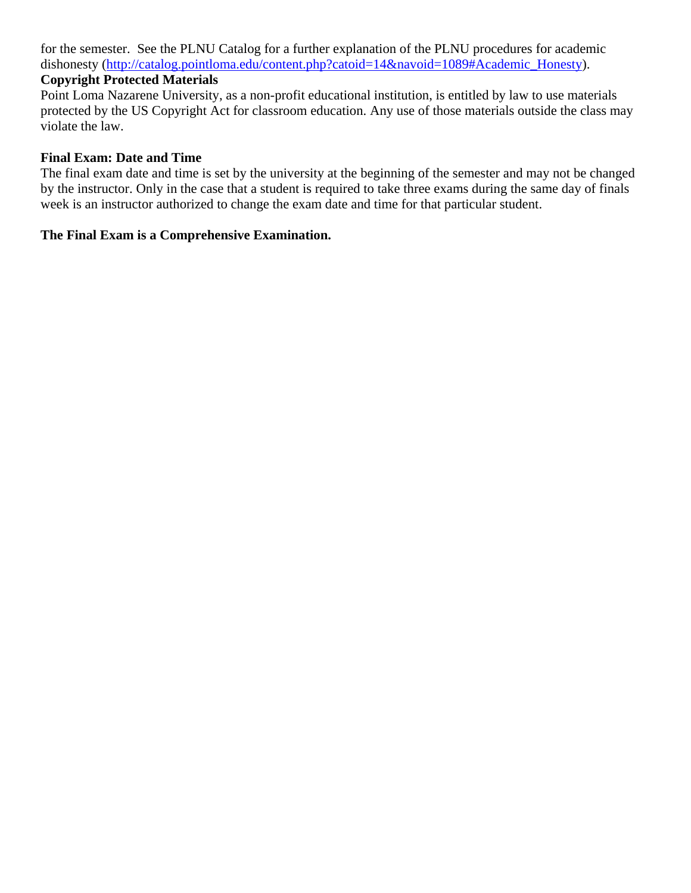for the semester. See the PLNU Catalog for a further explanation of the PLNU procedures for academic dishonesty (http://catalog.pointloma.edu/content.php?catoid=14&navoid=1089#Academic_Honesty).

**Copyright Protected Materials**

Point Loma Nazarene University, as a non-profit educational institution, is entitled by law to use materials protected by the US Copyright Act for classroom education. Any use of those materials outside the class may violate the law.

**Final Exam: Date and Time**

The final exam date and time is set by the university at the beginning of the semester and may not be changed by the instructor. Only in the case that a student is required to take three exams during the same day of finals week is an instructor authorized to change the exam date and time for that particular student.

**The Final Exam is a Comprehensive Examination.**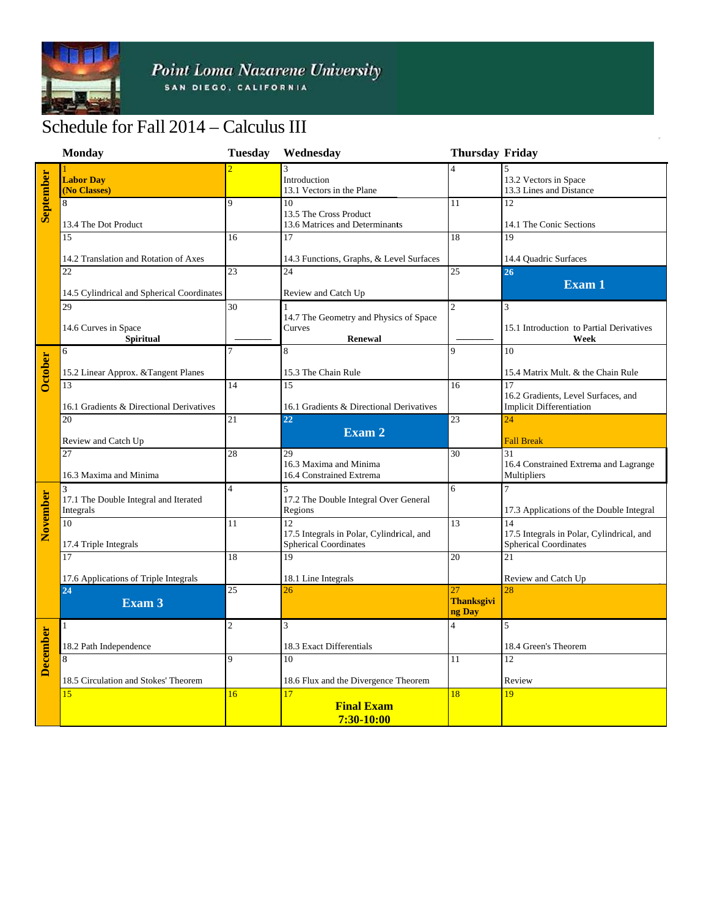Point Loma Nazarene University
SAN DIEGO, CALIFORNIA

# Schedule for Fall 2014 – Calculus III

| | Monday | Tuesday | Wednesday | Thursday | Friday |
|---|---|---|---|---|---|
| September | 1 **Labor Day (No Classes)** | 2 | 3 Introduction 13.1 Vectors in the Plane | 4 | 5 13.2 Vectors in Space 13.3 Lines and Distance |
| | 8 13.4 The Dot Product | 9 | 10 13.5 The Cross Product 13.6 Matrices and Determinants | 11 | 12 14.1 The Conic Sections |
| | 15 14.2 Translation and Rotation of Axes | 16 | 17 14.3 Functions, Graphs, & Level Surfaces | 18 | 19 14.4 Quadric Surfaces |
| | 22 14.5 Cylindrical and Spherical Coordinates | 23 | 24 Review and Catch Up | 25 | 26 **Exam 1** |
| | 29 14.6 Curves in Space **Spiritual** | 30 | 1 14.7 The Geometry and Physics of Space Curves **Renewal** | 2 | 3 15.1 Introduction to Partial Derivatives **Week** |
| October | 6 15.2 Linear Approx. &Tangent Planes | 7 | 8 15.3 The Chain Rule | 9 | 10 15.4 Matrix Mult. & the Chain Rule |
| | 13 16.1 Gradients & Directional Derivatives | 14 | 15 16.1 Gradients & Directional Derivatives | 16 | 17 16.2 Gradients, Level Surfaces, and Implicit Differentiation |
| | 20 Review and Catch Up | 21 | 22 **Exam 2** | 23 | 24 Fall Break |
| | 27 16.3 Maxima and Minima | 28 | 29 16.3 Maxima and Minima 16.4 Constrained Extrema | 30 | 31 16.4 Constrained Extrema and Lagrange Multipliers |
| November | 3 17.1 The Double Integral and Iterated Integrals | 4 | 5 17.2 The Double Integral Over General Regions | 6 | 7 17.3 Applications of the Double Integral |
| | 10 17.4 Triple Integrals | 11 | 12 17.5 Integrals in Polar, Cylindrical, and Spherical Coordinates | 13 | 14 17.5 Integrals in Polar, Cylindrical, and Spherical Coordinates |
| | 17 17.6 Applications of Triple Integrals | 18 | 19 18.1 Line Integrals | 20 | 21 Review and Catch Up |
| | 24 **Exam 3** | 25 | 26 | 27 **Thanksgiving Day** | 28 |
| December | 1 18.2 Path Independence | 2 | 3 18.3 Exact Differentials | 4 | 5 18.4 Green's Theorem |
| | 8 18.5 Circulation and Stokes' Theorem | 9 | 10 18.6 Flux and the Divergence Theorem | 11 | 12 Review |
| | 15 | 16 | 17 **Final Exam 7:30-10:00** | 18 | 19 |